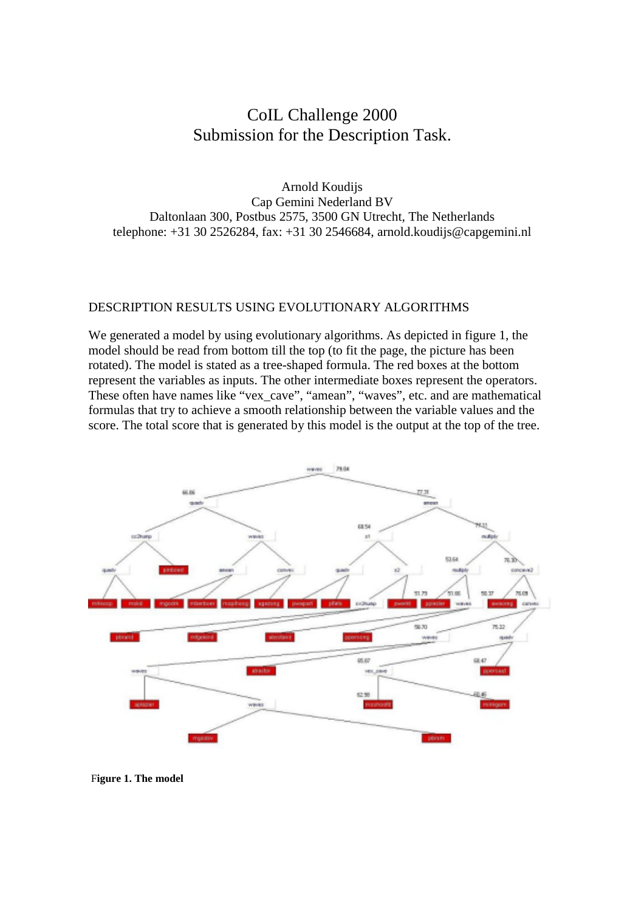# CoIL Challenge 2000
# Submission for the Description Task.

Arnold Koudijs
Cap Gemini Nederland BV
Daltonlaan 300, Postbus 2575, 3500 GN Utrecht, The Netherlands
telephone: +31 30 2526284, fax: +31 30 2546684, arnold.koudijs@capgemini.nl

## DESCRIPTION RESULTS USING EVOLUTIONARY ALGORITHMS

We generated a model by using evolutionary algorithms. As depicted in figure 1, the model should be read from bottom till the top (to fit the page, the picture has been rotated). The model is stated as a tree-shaped formula. The red boxes at the bottom represent the variables as inputs. The other intermediate boxes represent the operators. These often have names like "vex_cave", "amean", "waves", etc. and are mathematical formulas that try to achieve a smooth relationship between the variable values and the score. The total score that is generated by this model is the output at the top of the tree.

**Figure 1. The model**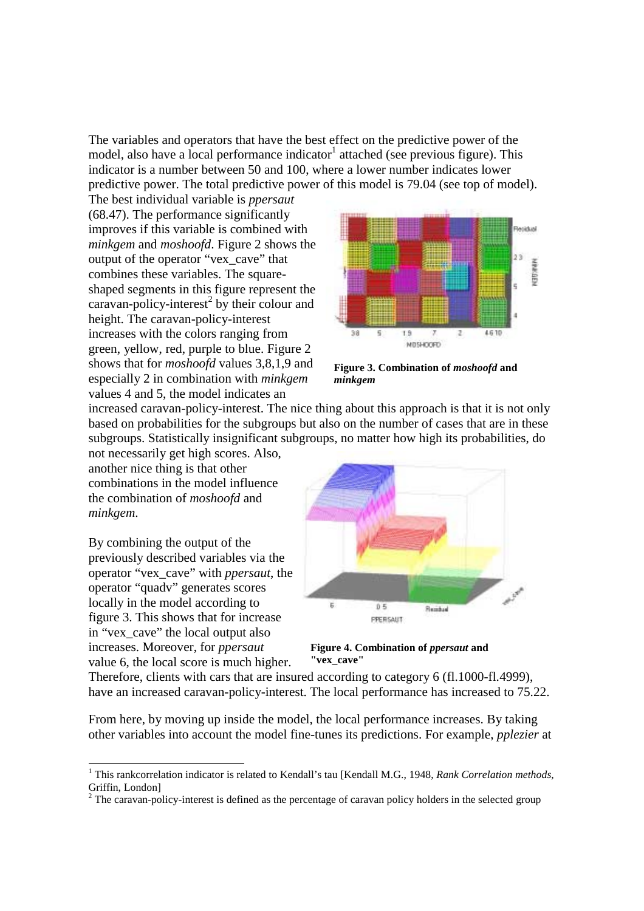The variables and operators that have the best effect on the predictive power of the model, also have a local performance indicator[1] attached (see previous figure). This indicator is a number between 50 and 100, where a lower number indicates lower predictive power. The total predictive power of this model is 79.04 (see top of model). The best individual variable is *ppersaut* (68.47). The performance significantly improves if this variable is combined with *minkgem* and *moshoofd*. Figure 2 shows the output of the operator "vex_cave" that combines these variables. The square-shaped segments in this figure represent the caravan-policy-interest[2] by their colour and height. The caravan-policy-interest increases with the colors ranging from green, yellow, red, purple to blue. Figure 2 shows that for *moshoofd* values 3,8,1,9 and especially 2 in combination with *minkgem* values 4 and 5, the model indicates an increased caravan-policy-interest. The nice thing about this approach is that it is not only based on probabilities for the subgroups but also on the number of cases that are in these subgroups. Statistically insignificant subgroups, no matter how high its probabilities, do not necessarily get high scores. Also, another nice thing is that other combinations in the model influence the combination of *moshoofd* and *minkgem*.

**Figure 3. Combination of *moshoofd* and *minkgem***

By combining the output of the previously described variables via the operator "vex_cave" with *ppersaut*, the operator "quadv" generates scores locally in the model according to figure 3. This shows that for increase in "vex_cave" the local output also increases. Moreover, for *ppersaut* value 6, the local score is much higher. Therefore, clients with cars that are insured according to category 6 (fl.1000-fl.4999), have an increased caravan-policy-interest. The local performance has increased to 75.22.

**Figure 4. Combination of *ppersaut* and "vex_cave"**

From here, by moving up inside the model, the local performance increases. By taking other variables into account the model fine-tunes its predictions. For example, *pplezier* at

[1] This rankcorrelation indicator is related to Kendall's tau [Kendall M.G., 1948, *Rank Correlation methods*, Griffin, London]

[2] The caravan-policy-interest is defined as the percentage of caravan policy holders in the selected group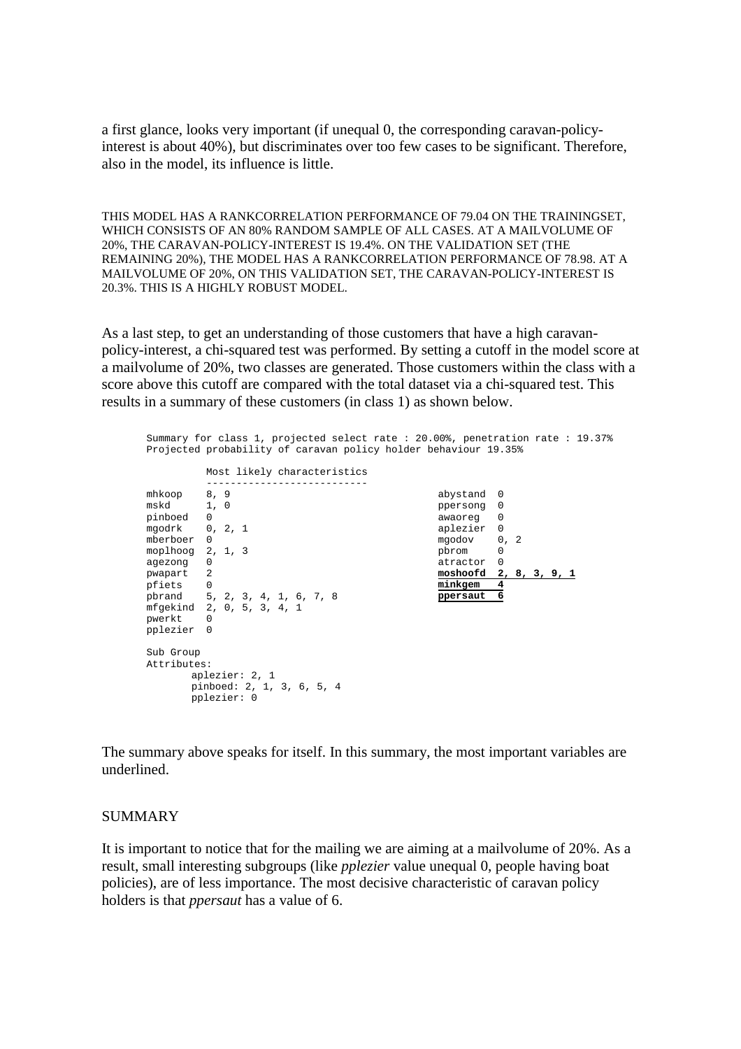a first glance, looks very important (if unequal 0, the corresponding caravan-policy-interest is about 40%), but discriminates over too few cases to be significant. Therefore, also in the model, its influence is little.

THIS MODEL HAS A RANKCORRELATION PERFORMANCE OF 79.04 ON THE TRAININGSET, WHICH CONSISTS OF AN 80% RANDOM SAMPLE OF ALL CASES. AT A MAILVOLUME OF 20%, THE CARAVAN-POLICY-INTEREST IS 19.4%. ON THE VALIDATION SET (THE REMAINING 20%), THE MODEL HAS A RANKCORRELATION PERFORMANCE OF 78.98. AT A MAILVOLUME OF 20%, ON THIS VALIDATION SET, THE CARAVAN-POLICY-INTEREST IS 20.3%. THIS IS A HIGHLY ROBUST MODEL.

As a last step, to get an understanding of those customers that have a high caravan-policy-interest, a chi-squared test was performed. By setting a cutoff in the model score at a mailvolume of 20%, two classes are generated. Those customers within the class with a score above this cutoff are compared with the total dataset via a chi-squared test. This results in a summary of these customers (in class 1) as shown below.

```
Summary for class 1, projected select rate : 20.00%, penetration rate : 19.37%
Projected probability of caravan policy holder behaviour 19.35%

          Most likely characteristics
          ---------------------------
mhkoop    8, 9                                  abystand  0
mskd      1, 0                                  ppersong  0
pinboed   0                                     awaoreg   0
mgodrk    0, 2, 1                               aplezier  0
mberboer  0                                     mgodov    0, 2
moplhoog  2, 1, 3                               pbrom     0
agezong   0                                     atractor  0
pwapart   2                                     moshoofd  2, 8, 3, 9, 1
pfiets    0                                     minkgem   4
pbrand    5, 2, 3, 4, 1, 6, 7, 8                ppersaut  6
mfgekind  2, 0, 5, 3, 4, 1
pwerkt    0
pplezier  0

Sub Group
Attributes:
        aplezier: 2, 1
        pinboed: 2, 1, 3, 6, 5, 4
        pplezier: 0
```

The summary above speaks for itself. In this summary, the most important variables are underlined.

## SUMMARY

It is important to notice that for the mailing we are aiming at a mailvolume of 20%. As a result, small interesting subgroups (like *pplezier* value unequal 0, people having boat policies), are of less importance. The most decisive characteristic of caravan policy holders is that *ppersaut* has a value of 6.